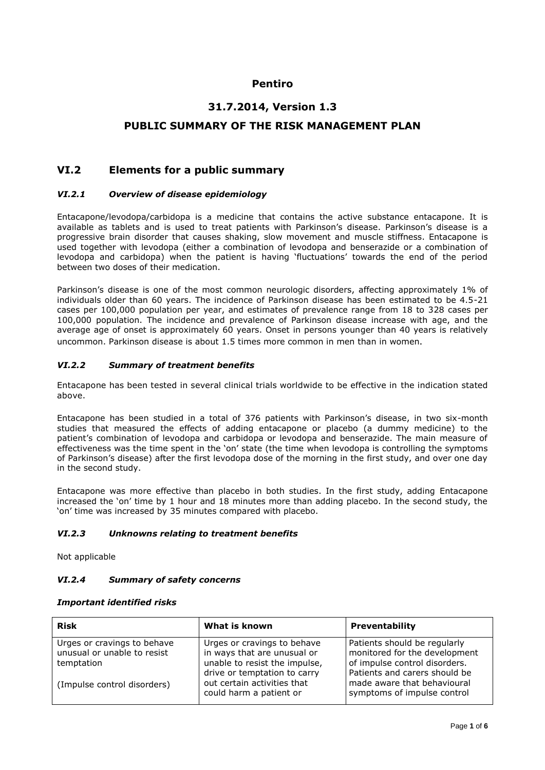# Pentiro

## 31.7.2014, Version 1.3

## PUBLIC SUMMARY OF THE RISK MANAGEMENT PLAN

## VI.2 Elements for a public summary

### *VI.2.1 Overview of disease epidemiology*

Entacapone/levodopa/carbidopa is a medicine that contains the active substance entacapone. It is available as tablets and is used to treat patients with Parkinson's disease. Parkinson's disease is a progressive brain disorder that causes shaking, slow movement and muscle stiffness. Entacapone is used together with levodopa (either a combination of levodopa and benserazide or a combination of levodopa and carbidopa) when the patient is having 'fluctuations' towards the end of the period between two doses of their medication.

Parkinson's disease is one of the most common neurologic disorders, affecting approximately 1% of individuals older than 60 years. The incidence of Parkinson disease has been estimated to be 4.5-21 cases per 100,000 population per year, and estimates of prevalence range from 18 to 328 cases per 100,000 population. The incidence and prevalence of Parkinson disease increase with age, and the average age of onset is approximately 60 years. Onset in persons younger than 40 years is relatively uncommon. Parkinson disease is about 1.5 times more common in men than in women.

### *VI.2.2 Summary of treatment benefits*

Entacapone has been tested in several clinical trials worldwide to be effective in the indication stated above.

Entacapone has been studied in a total of 376 patients with Parkinson's disease, in two six-month studies that measured the effects of adding entacapone or placebo (a dummy medicine) to the patient's combination of levodopa and carbidopa or levodopa and benserazide. The main measure of effectiveness was the time spent in the 'on' state (the time when levodopa is controlling the symptoms of Parkinson's disease) after the first levodopa dose of the morning in the first study, and over one day in the second study.

Entacapone was more effective than placebo in both studies. In the first study, adding Entacapone increased the 'on' time by 1 hour and 18 minutes more than adding placebo. In the second study, the 'on' time was increased by 35 minutes compared with placebo.

### *VI.2.3 Unknowns relating to treatment benefits*

Not applicable

### *VI.2.4 Summary of safety concerns*

***Important identified risks***

| Risk | What is known | Preventability |
|---|---|---|
| Urges or cravings to behave unusual or unable to resist temptation<br><br>(Impulse control disorders) | Urges or cravings to behave in ways that are unusual or unable to resist the impulse, drive or temptation to carry out certain activities that could harm a patient or | Patients should be regularly monitored for the development of impulse control disorders. Patients and carers should be made aware that behavioural symptoms of impulse control |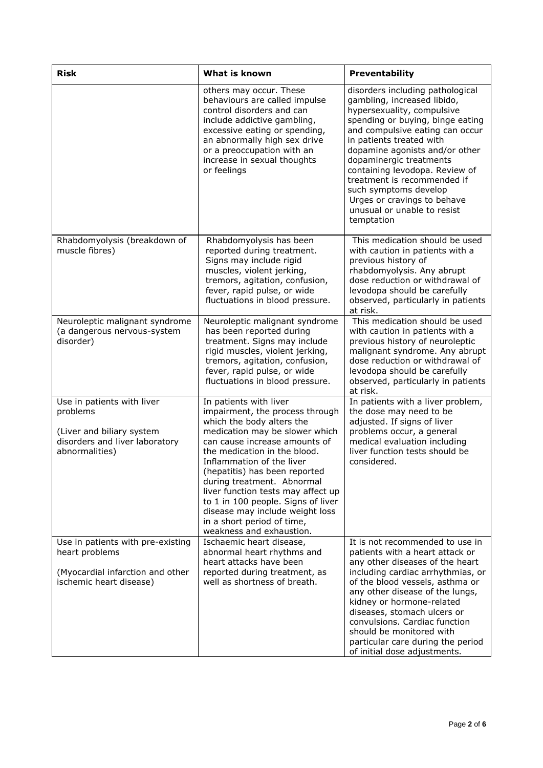| Risk | What is known | Preventability |
|---|---|---|
| | others may occur. These behaviours are called impulse control disorders and can include addictive gambling, excessive eating or spending, an abnormally high sex drive or a preoccupation with an increase in sexual thoughts or feelings | disorders including pathological gambling, increased libido, hypersexuality, compulsive spending or buying, binge eating and compulsive eating can occur in patients treated with dopamine agonists and/or other dopaminergic treatments containing levodopa. Review of treatment is recommended if such symptoms develop Urges or cravings to behave unusual or unable to resist temptation |
| Rhabdomyolysis (breakdown of muscle fibres) | Rhabdomyolysis has been reported during treatment. Signs may include rigid muscles, violent jerking, tremors, agitation, confusion, fever, rapid pulse, or wide fluctuations in blood pressure. | This medication should be used with caution in patients with a previous history of rhabdomyolysis. Any abrupt dose reduction or withdrawal of levodopa should be carefully observed, particularly in patients at risk. |
| Neuroleptic malignant syndrome (a dangerous nervous-system disorder) | Neuroleptic malignant syndrome has been reported during treatment. Signs may include rigid muscles, violent jerking, tremors, agitation, confusion, fever, rapid pulse, or wide fluctuations in blood pressure. | This medication should be used with caution in patients with a previous history of neuroleptic malignant syndrome. Any abrupt dose reduction or withdrawal of levodopa should be carefully observed, particularly in patients at risk. |
| Use in patients with liver problems<br><br>(Liver and biliary system disorders and liver laboratory abnormalities) | In patients with liver impairment, the process through which the body alters the medication may be slower which can cause increase amounts of the medication in the blood. Inflammation of the liver (hepatitis) has been reported during treatment. Abnormal liver function tests may affect up to 1 in 100 people. Signs of liver disease may include weight loss in a short period of time, weakness and exhaustion. | In patients with a liver problem, the dose may need to be adjusted. If signs of liver problems occur, a general medical evaluation including liver function tests should be considered. |
| Use in patients with pre-existing heart problems<br><br>(Myocardial infarction and other ischemic heart disease) | Ischaemic heart disease, abnormal heart rhythms and heart attacks have been reported during treatment, as well as shortness of breath. | It is not recommended to use in patients with a heart attack or any other diseases of the heart including cardiac arrhythmias, or of the blood vessels, asthma or any other disease of the lungs, kidney or hormone-related diseases, stomach ulcers or convulsions. Cardiac function should be monitored with particular care during the period of initial dose adjustments. |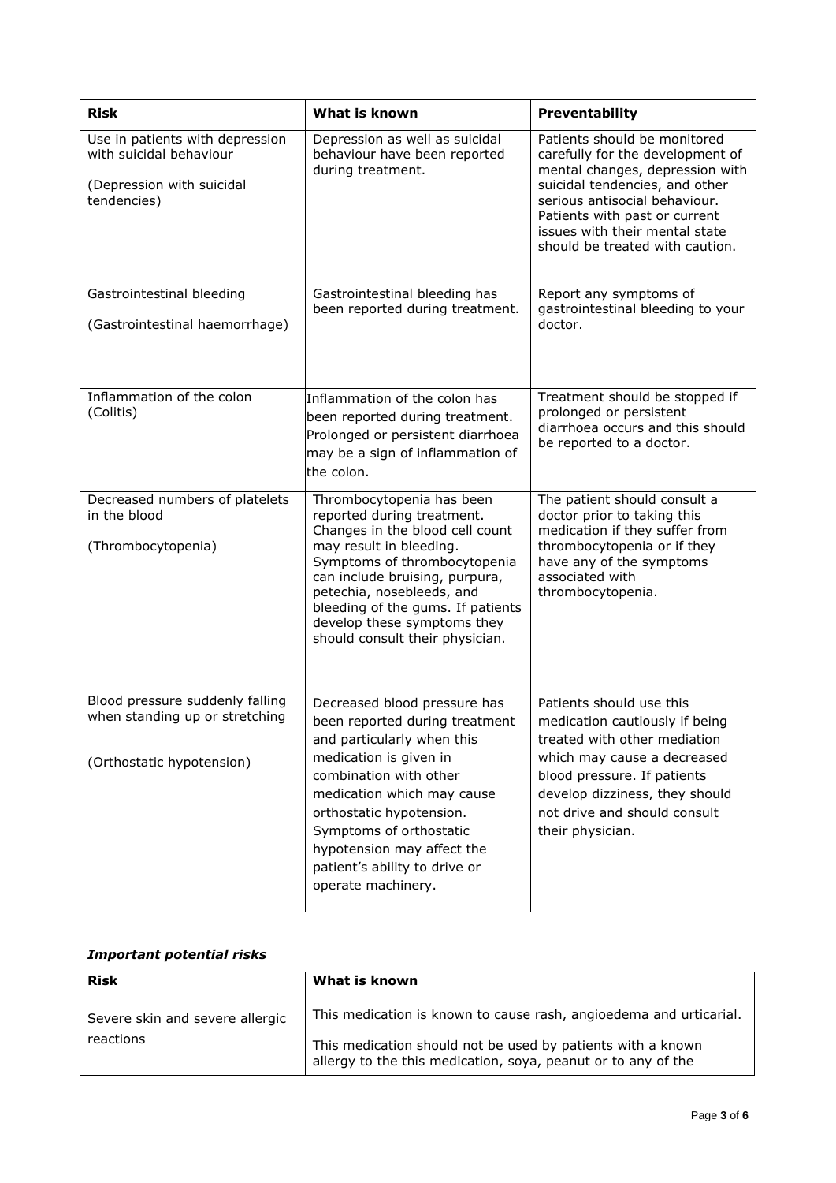| Risk | What is known | Preventability |
|---|---|---|
| Use in patients with depression with suicidal behaviour<br><br>(Depression with suicidal tendencies) | Depression as well as suicidal behaviour have been reported during treatment. | Patients should be monitored carefully for the development of mental changes, depression with suicidal tendencies, and other serious antisocial behaviour. Patients with past or current issues with their mental state should be treated with caution. |
| Gastrointestinal bleeding<br><br>(Gastrointestinal haemorrhage) | Gastrointestinal bleeding has been reported during treatment. | Report any symptoms of gastrointestinal bleeding to your doctor. |
| Inflammation of the colon (Colitis) | Inflammation of the colon has been reported during treatment. Prolonged or persistent diarrhoea may be a sign of inflammation of the colon. | Treatment should be stopped if prolonged or persistent diarrhoea occurs and this should be reported to a doctor. |
| Decreased numbers of platelets in the blood<br><br>(Thrombocytopenia) | Thrombocytopenia has been reported during treatment. Changes in the blood cell count may result in bleeding. Symptoms of thrombocytopenia can include bruising, purpura, petechia, nosebleeds, and bleeding of the gums. If patients develop these symptoms they should consult their physician. | The patient should consult a doctor prior to taking this medication if they suffer from thrombocytopenia or if they have any of the symptoms associated with thrombocytopenia. |
| Blood pressure suddenly falling when standing up or stretching<br><br>(Orthostatic hypotension) | Decreased blood pressure has been reported during treatment and particularly when this medication is given in combination with other medication which may cause orthostatic hypotension. Symptoms of orthostatic hypotension may affect the patient's ability to drive or operate machinery. | Patients should use this medication cautiously if being treated with other mediation which may cause a decreased blood pressure. If patients develop dizziness, they should not drive and should consult their physician. |

### *Important potential risks*

| Risk | What is known |
|---|---|
| Severe skin and severe allergic reactions | This medication is known to cause rash, angioedema and urticarial.<br><br>This medication should not be used by patients with a known allergy to the this medication, soya, peanut or to any of the |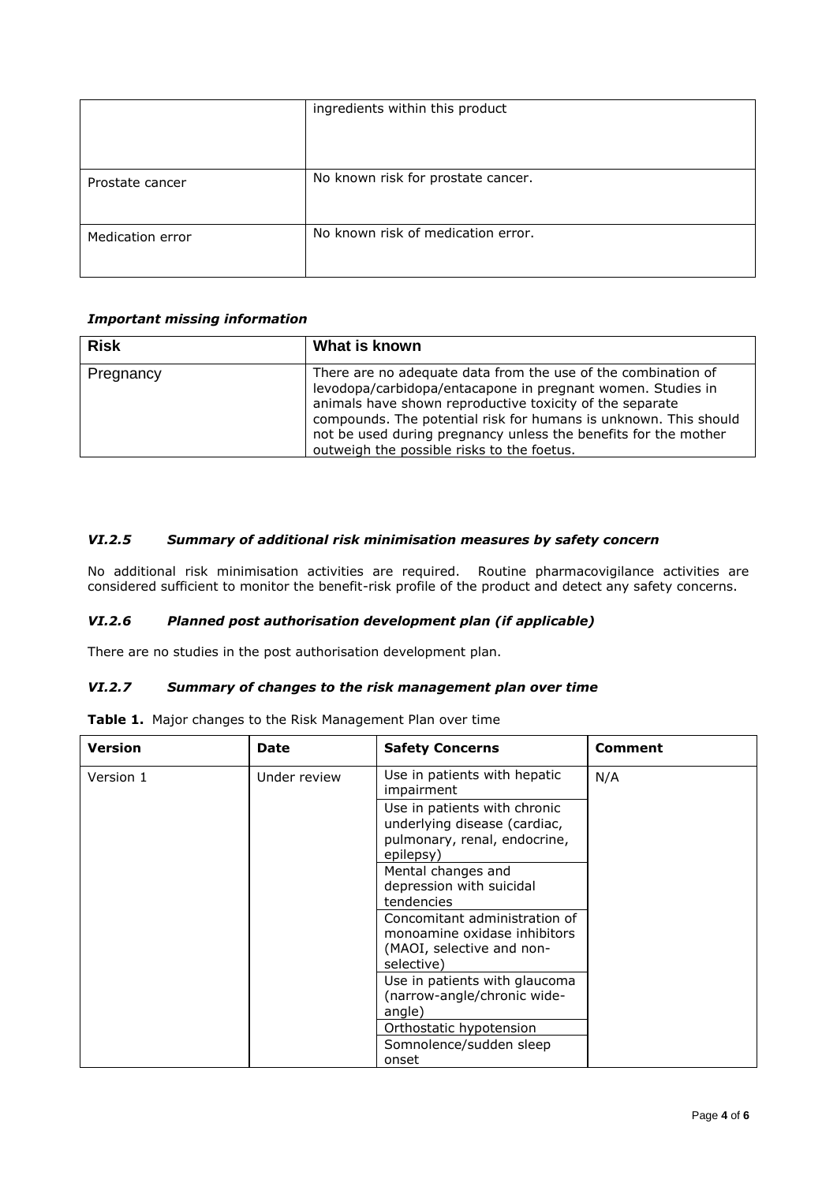| | |
|---|---|
| | ingredients within this product |
| Prostate cancer | No known risk for prostate cancer. |
| Medication error | No known risk of medication error. |

***Important missing information***

| Risk | What is known |
|---|---|
| Pregnancy | There are no adequate data from the use of the combination of levodopa/carbidopa/entacapone in pregnant women. Studies in animals have shown reproductive toxicity of the separate compounds. The potential risk for humans is unknown. This should not be used during pregnancy unless the benefits for the mother outweigh the possible risks to the foetus. |

### *VI.2.5 Summary of additional risk minimisation measures by safety concern*

No additional risk minimisation activities are required. Routine pharmacovigilance activities are considered sufficient to monitor the benefit-risk profile of the product and detect any safety concerns.

### *VI.2.6 Planned post authorisation development plan (if applicable)*

There are no studies in the post authorisation development plan.

### *VI.2.7 Summary of changes to the risk management plan over time*

**Table 1.** Major changes to the Risk Management Plan over time

| Version | Date | Safety Concerns | Comment |
|---|---|---|---|
| Version 1 | Under review | Use in patients with hepatic impairment | N/A |
| | | Use in patients with chronic underlying disease (cardiac, pulmonary, renal, endocrine, epilepsy) | |
| | | Mental changes and depression with suicidal tendencies | |
| | | Concomitant administration of monoamine oxidase inhibitors (MAOI, selective and non-selective) | |
| | | Use in patients with glaucoma (narrow-angle/chronic wide-angle) | |
| | | Orthostatic hypotension | |
| | | Somnolence/sudden sleep onset | |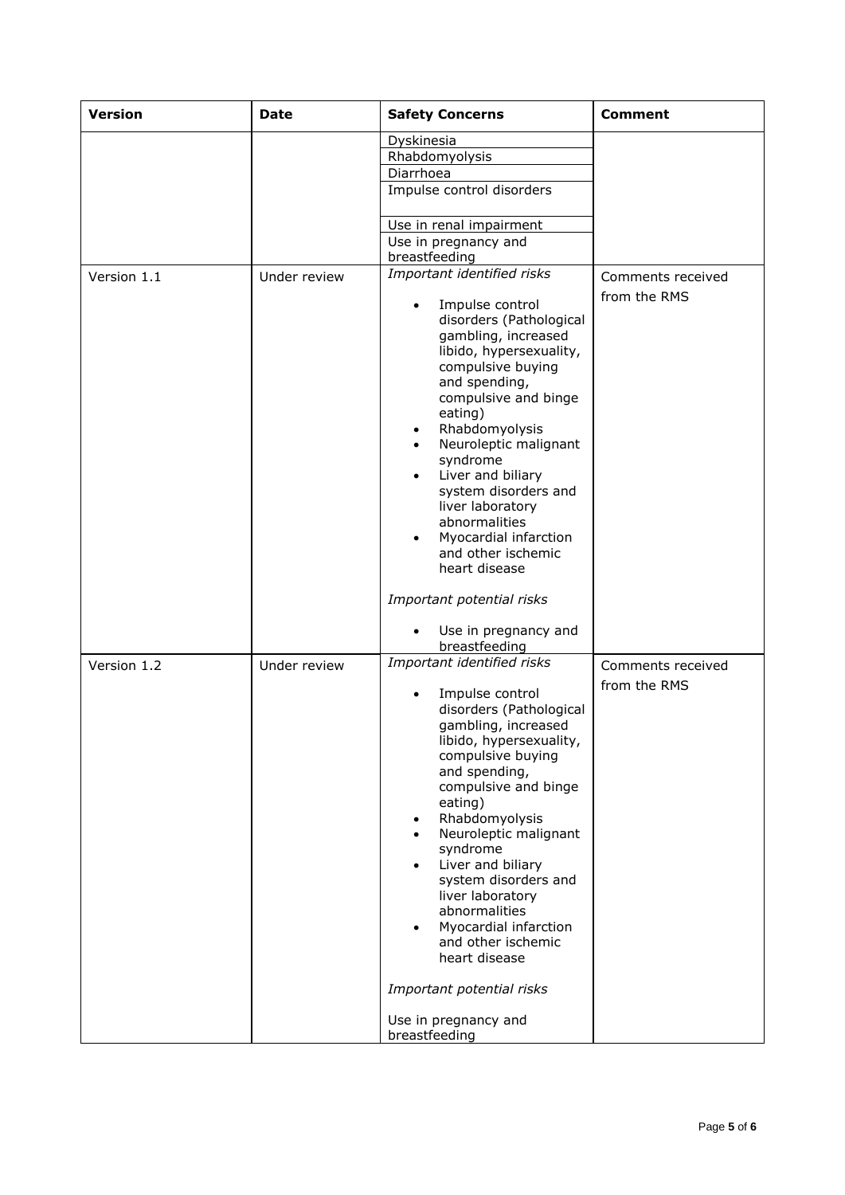| Version | Date | Safety Concerns | Comment |
|---|---|---|---|
| | | Dyskinesia<br>Rhabdomyolysis<br>Diarrhoea<br>Impulse control disorders<br><br>Use in renal impairment<br>Use in pregnancy and breastfeeding | |
| Version 1.1 | Under review | *Important identified risks*<br><br>• Impulse control disorders (Pathological gambling, increased libido, hypersexuality, compulsive buying and spending, compulsive and binge eating)<br>• Rhabdomyolysis<br>• Neuroleptic malignant syndrome<br>• Liver and biliary system disorders and liver laboratory abnormalities<br>• Myocardial infarction and other ischemic heart disease<br><br>*Important potential risks*<br><br>• Use in pregnancy and breastfeeding | Comments received from the RMS |
| Version 1.2 | Under review | *Important identified risks*<br><br>• Impulse control disorders (Pathological gambling, increased libido, hypersexuality, compulsive buying and spending, compulsive and binge eating)<br>• Rhabdomyolysis<br>• Neuroleptic malignant syndrome<br>• Liver and biliary system disorders and liver laboratory abnormalities<br>• Myocardial infarction and other ischemic heart disease<br><br>*Important potential risks*<br><br>Use in pregnancy and breastfeeding | Comments received from the RMS |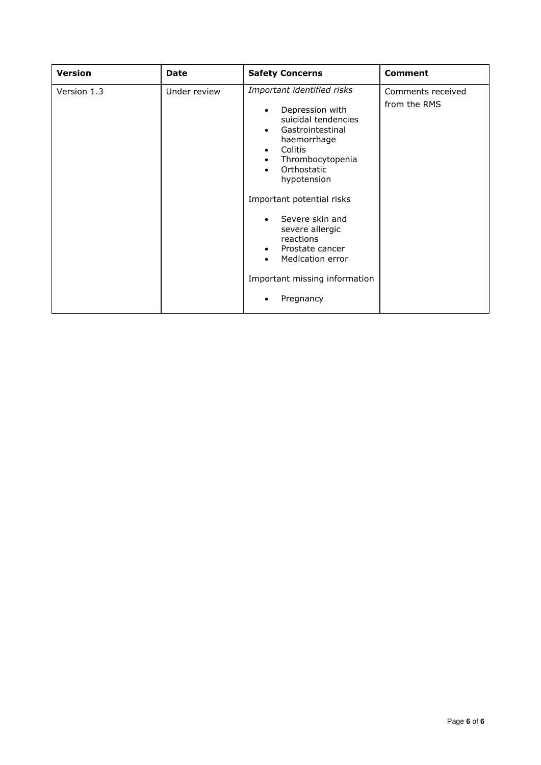| Version | Date | Safety Concerns | Comment |
|---|---|---|---|
| Version 1.3 | Under review | *Important identified risks*<br>• Depression with suicidal tendencies<br>• Gastrointestinal haemorrhage<br>• Colitis<br>• Thrombocytopenia<br>• Orthostatic hypotension<br><br>Important potential risks<br>• Severe skin and severe allergic reactions<br>• Prostate cancer<br>• Medication error<br><br>Important missing information<br>• Pregnancy | Comments received from the RMS |